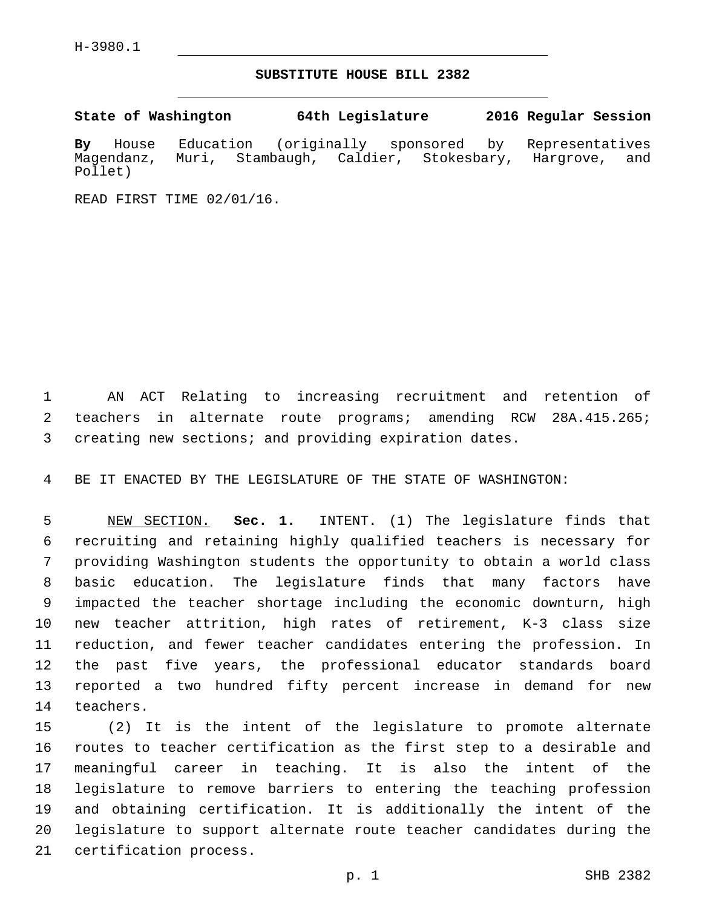H-3980.1

# SUBSTITUTE HOUSE BILL 2382

**State of Washington 64th Legislature 2016 Regular Session**

**By** House Education (originally sponsored by Representatives Magendanz, Muri, Stambaugh, Caldier, Stokesbary, Hargrove, and Pollet)

READ FIRST TIME 02/01/16.

AN ACT Relating to increasing recruitment and retention of teachers in alternate route programs; amending RCW 28A.415.265; creating new sections; and providing expiration dates.

BE IT ENACTED BY THE LEGISLATURE OF THE STATE OF WASHINGTON:

NEW SECTION. **Sec. 1.** INTENT. (1) The legislature finds that recruiting and retaining highly qualified teachers is necessary for providing Washington students the opportunity to obtain a world class basic education. The legislature finds that many factors have impacted the teacher shortage including the economic downturn, high new teacher attrition, high rates of retirement, K-3 class size reduction, and fewer teacher candidates entering the profession. In the past five years, the professional educator standards board reported a two hundred fifty percent increase in demand for new teachers.

(2) It is the intent of the legislature to promote alternate routes to teacher certification as the first step to a desirable and meaningful career in teaching. It is also the intent of the legislature to remove barriers to entering the teaching profession and obtaining certification. It is additionally the intent of the legislature to support alternate route teacher candidates during the certification process.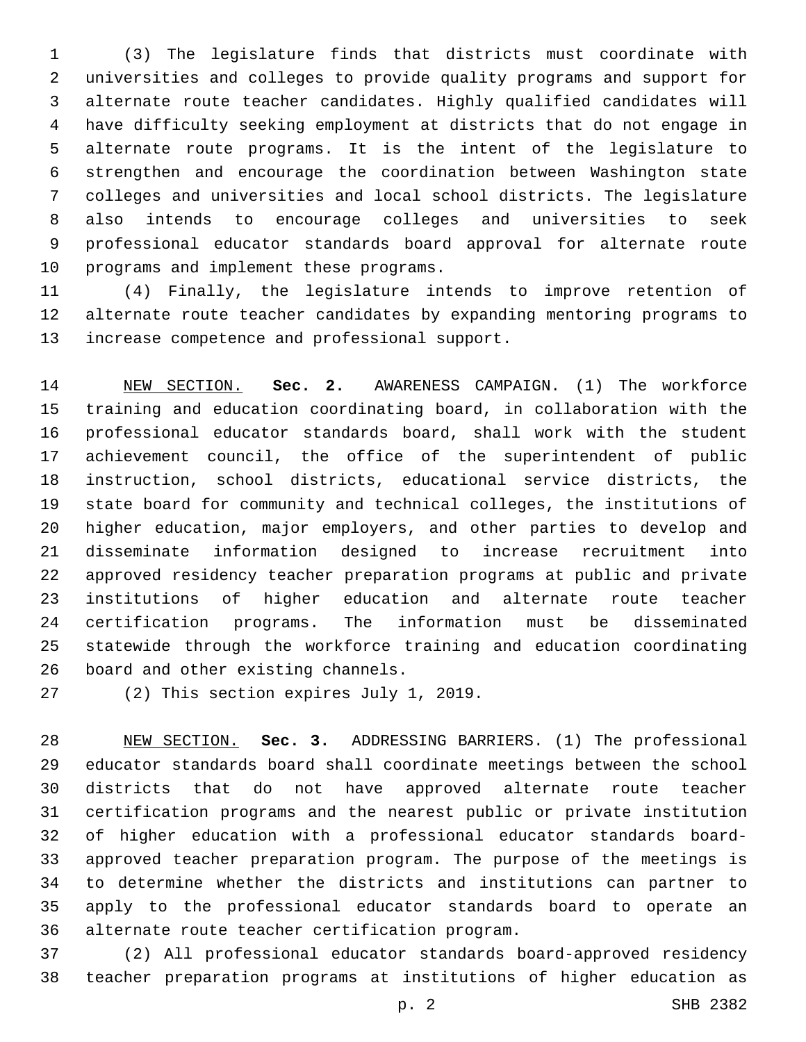(3) The legislature finds that districts must coordinate with universities and colleges to provide quality programs and support for alternate route teacher candidates. Highly qualified candidates will have difficulty seeking employment at districts that do not engage in alternate route programs. It is the intent of the legislature to strengthen and encourage the coordination between Washington state colleges and universities and local school districts. The legislature also intends to encourage colleges and universities to seek professional educator standards board approval for alternate route programs and implement these programs.

(4) Finally, the legislature intends to improve retention of alternate route teacher candidates by expanding mentoring programs to increase competence and professional support.

NEW SECTION. **Sec. 2.** AWARENESS CAMPAIGN. (1) The workforce training and education coordinating board, in collaboration with the professional educator standards board, shall work with the student achievement council, the office of the superintendent of public instruction, school districts, educational service districts, the state board for community and technical colleges, the institutions of higher education, major employers, and other parties to develop and disseminate information designed to increase recruitment into approved residency teacher preparation programs at public and private institutions of higher education and alternate route teacher certification programs. The information must be disseminated statewide through the workforce training and education coordinating board and other existing channels.

(2) This section expires July 1, 2019.

NEW SECTION. **Sec. 3.** ADDRESSING BARRIERS. (1) The professional educator standards board shall coordinate meetings between the school districts that do not have approved alternate route teacher certification programs and the nearest public or private institution of higher education with a professional educator standards board-approved teacher preparation program. The purpose of the meetings is to determine whether the districts and institutions can partner to apply to the professional educator standards board to operate an alternate route teacher certification program.

(2) All professional educator standards board-approved residency teacher preparation programs at institutions of higher education as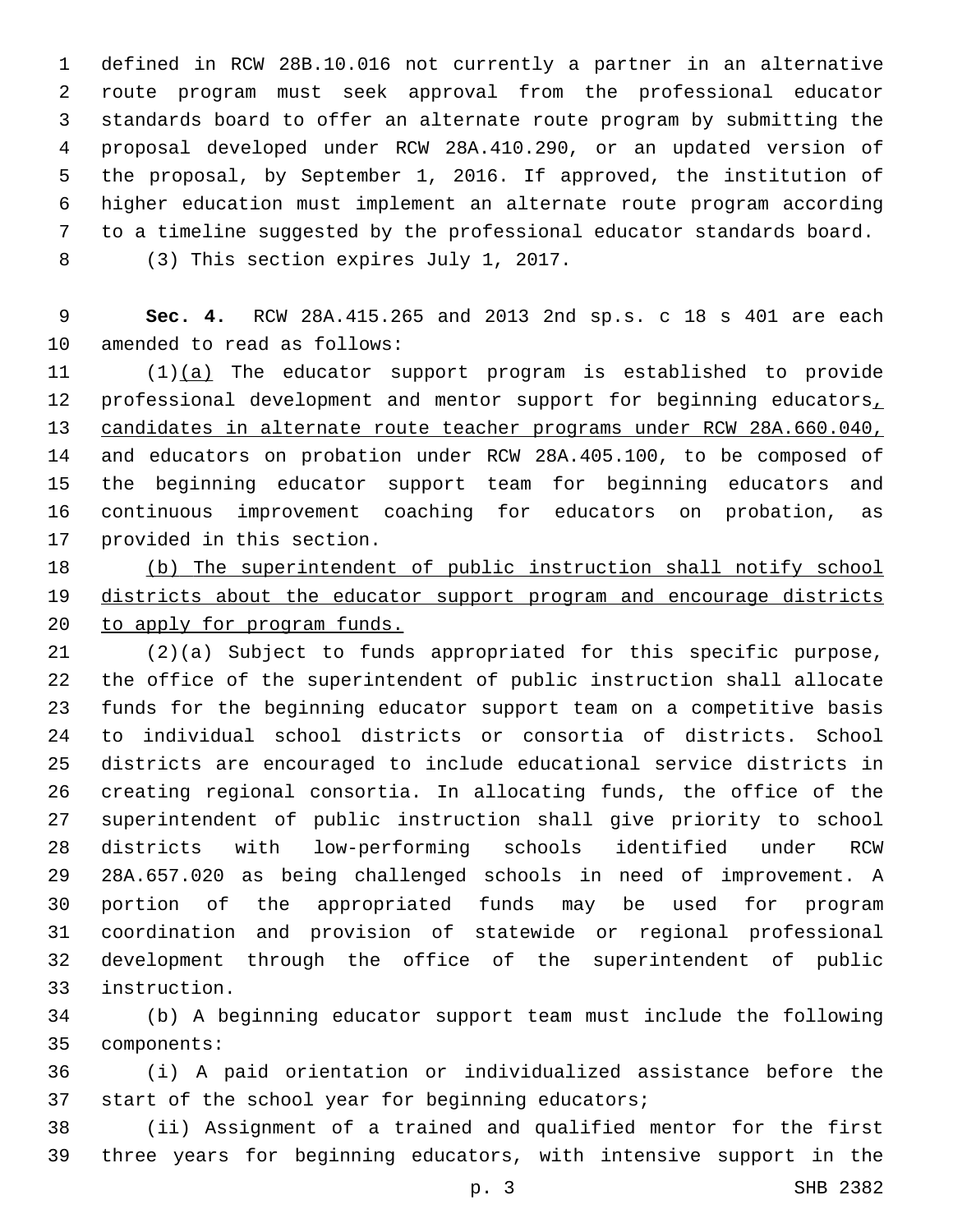defined in RCW 28B.10.016 not currently a partner in an alternative route program must seek approval from the professional educator standards board to offer an alternate route program by submitting the proposal developed under RCW 28A.410.290, or an updated version of the proposal, by September 1, 2016. If approved, the institution of higher education must implement an alternate route program according to a timeline suggested by the professional educator standards board.

(3) This section expires July 1, 2017.

**Sec. 4.** RCW 28A.415.265 and 2013 2nd sp.s. c 18 s 401 are each amended to read as follows:

(1)<u>(a)</u> The educator support program is established to provide professional development and mentor support for beginning educators<u>, candidates in alternate route teacher programs under RCW 28A.660.040,</u> and educators on probation under RCW 28A.405.100, to be composed of the beginning educator support team for beginning educators and continuous improvement coaching for educators on probation, as provided in this section.

<u>(b) The superintendent of public instruction shall notify school districts about the educator support program and encourage districts to apply for program funds.</u>

(2)(a) Subject to funds appropriated for this specific purpose, the office of the superintendent of public instruction shall allocate funds for the beginning educator support team on a competitive basis to individual school districts or consortia of districts. School districts are encouraged to include educational service districts in creating regional consortia. In allocating funds, the office of the superintendent of public instruction shall give priority to school districts with low-performing schools identified under RCW 28A.657.020 as being challenged schools in need of improvement. A portion of the appropriated funds may be used for program coordination and provision of statewide or regional professional development through the office of the superintendent of public instruction.

(b) A beginning educator support team must include the following components:

(i) A paid orientation or individualized assistance before the start of the school year for beginning educators;

(ii) Assignment of a trained and qualified mentor for the first three years for beginning educators, with intensive support in the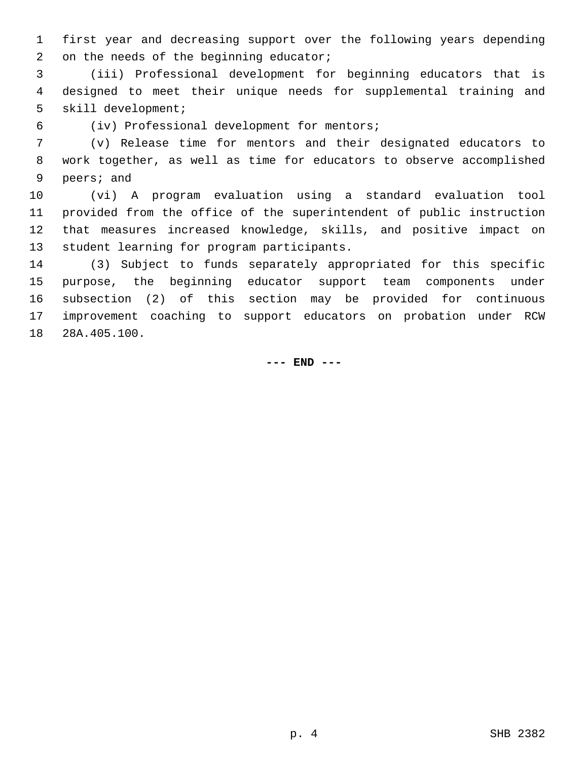first year and decreasing support over the following years depending on the needs of the beginning educator;

(iii) Professional development for beginning educators that is designed to meet their unique needs for supplemental training and skill development;

(iv) Professional development for mentors;

(v) Release time for mentors and their designated educators to work together, as well as time for educators to observe accomplished peers; and

(vi) A program evaluation using a standard evaluation tool provided from the office of the superintendent of public instruction that measures increased knowledge, skills, and positive impact on student learning for program participants.

(3) Subject to funds separately appropriated for this specific purpose, the beginning educator support team components under subsection (2) of this section may be provided for continuous improvement coaching to support educators on probation under RCW 28A.405.100.

**--- END ---**